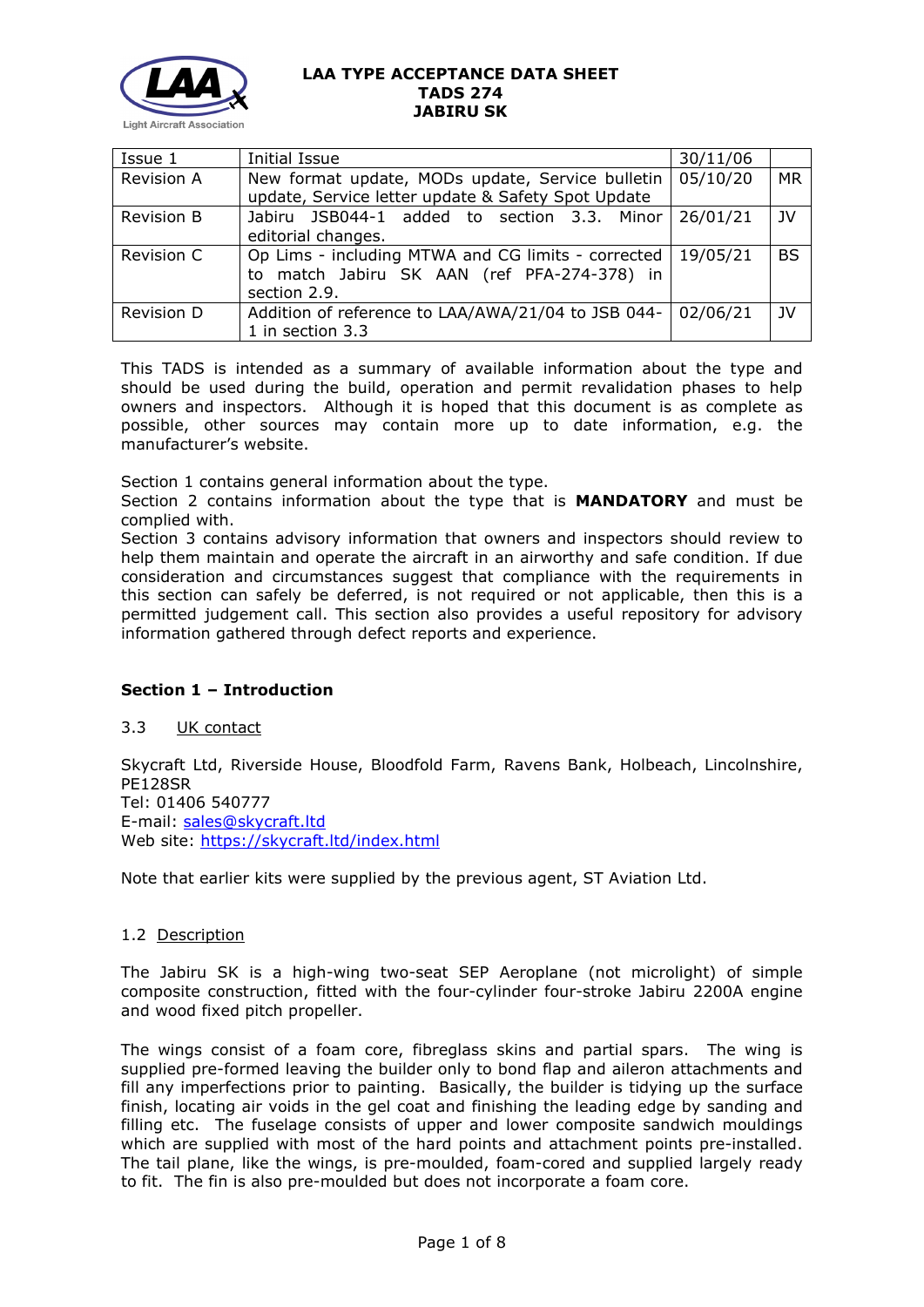# LAA TYPE ACCEPTANCE DATA SHEET
## TADS 274
## JABIRU SK

| | | | |
|---|---|---|---|
| Issue 1 | Initial Issue | 30/11/06 | |
| Revision A | New format update, MODs update, Service bulletin update, Service letter update & Safety Spot Update | 05/10/20 | MR |
| Revision B | Jabiru JSB044-1 added to section 3.3. Minor editorial changes. | 26/01/21 | JV |
| Revision C | Op Lims - including MTWA and CG limits - corrected to match Jabiru SK AAN (ref PFA-274-378) in section 2.9. | 19/05/21 | BS |
| Revision D | Addition of reference to LAA/AWA/21/04 to JSB 044-1 in section 3.3 | 02/06/21 | JV |

This TADS is intended as a summary of available information about the type and should be used during the build, operation and permit revalidation phases to help owners and inspectors. Although it is hoped that this document is as complete as possible, other sources may contain more up to date information, e.g. the manufacturer's website.

Section 1 contains general information about the type.

Section 2 contains information about the type that is **MANDATORY** and must be complied with.

Section 3 contains advisory information that owners and inspectors should review to help them maintain and operate the aircraft in an airworthy and safe condition. If due consideration and circumstances suggest that compliance with the requirements in this section can safely be deferred, is not required or not applicable, then this is a permitted judgement call. This section also provides a useful repository for advisory information gathered through defect reports and experience.

## Section 1 – Introduction

### 3.3 UK contact

Skycraft Ltd, Riverside House, Bloodfold Farm, Ravens Bank, Holbeach, Lincolnshire, PE128SR
Tel: 01406 540777
E-mail: [sales@skycraft.ltd](mailto:sales@skycraft.ltd)
Web site: [https://skycraft.ltd/index.html](https://skycraft.ltd/index.html)

Note that earlier kits were supplied by the previous agent, ST Aviation Ltd.

### 1.2 Description

The Jabiru SK is a high-wing two-seat SEP Aeroplane (not microlight) of simple composite construction, fitted with the four-cylinder four-stroke Jabiru 2200A engine and wood fixed pitch propeller.

The wings consist of a foam core, fibreglass skins and partial spars. The wing is supplied pre-formed leaving the builder only to bond flap and aileron attachments and fill any imperfections prior to painting. Basically, the builder is tidying up the surface finish, locating air voids in the gel coat and finishing the leading edge by sanding and filling etc. The fuselage consists of upper and lower composite sandwich mouldings which are supplied with most of the hard points and attachment points pre-installed. The tail plane, like the wings, is pre-moulded, foam-cored and supplied largely ready to fit. The fin is also pre-moulded but does not incorporate a foam core.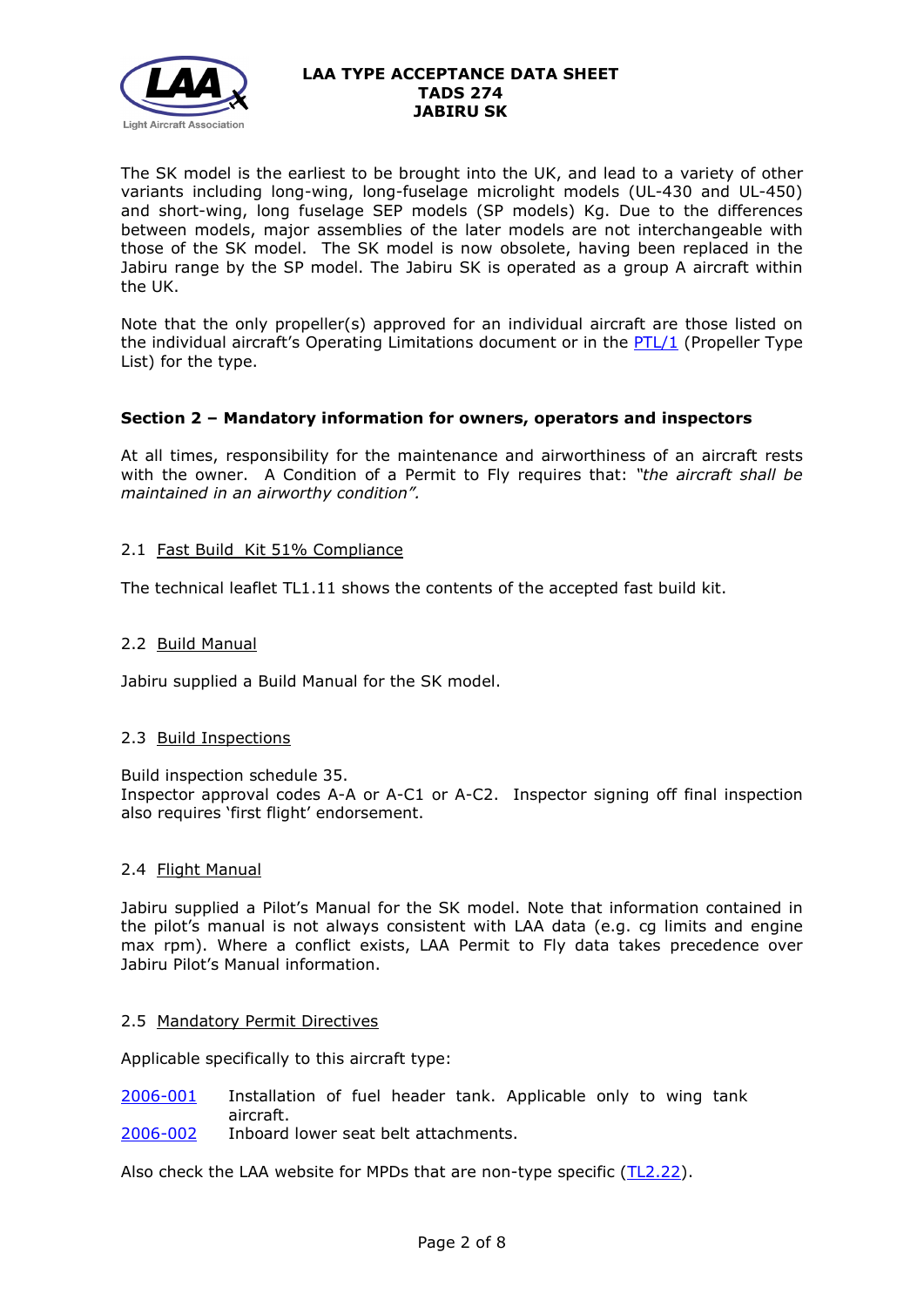The SK model is the earliest to be brought into the UK, and lead to a variety of other variants including long-wing, long-fuselage microlight models (UL-430 and UL-450) and short-wing, long fuselage SEP models (SP models) Kg. Due to the differences between models, major assemblies of the later models are not interchangeable with those of the SK model. The SK model is now obsolete, having been replaced in the Jabiru range by the SP model. The Jabiru SK is operated as a group A aircraft within the UK.

Note that the only propeller(s) approved for an individual aircraft are those listed on the individual aircraft's Operating Limitations document or in the [PTL/1](PTL/1) (Propeller Type List) for the type.

### Section 2 – Mandatory information for owners, operators and inspectors

At all times, responsibility for the maintenance and airworthiness of an aircraft rests with the owner. A Condition of a Permit to Fly requires that: *"the aircraft shall be maintained in an airworthy condition".*

#### 2.1 Fast Build Kit 51% Compliance

The technical leaflet TL1.11 shows the contents of the accepted fast build kit.

#### 2.2 Build Manual

Jabiru supplied a Build Manual for the SK model.

#### 2.3 Build Inspections

Build inspection schedule 35.
Inspector approval codes A-A or A-C1 or A-C2. Inspector signing off final inspection also requires 'first flight' endorsement.

#### 2.4 Flight Manual

Jabiru supplied a Pilot's Manual for the SK model. Note that information contained in the pilot's manual is not always consistent with LAA data (e.g. cg limits and engine max rpm). Where a conflict exists, LAA Permit to Fly data takes precedence over Jabiru Pilot's Manual information.

#### 2.5 Mandatory Permit Directives

Applicable specifically to this aircraft type:

- 2006-001 Installation of fuel header tank. Applicable only to wing tank aircraft.
- 2006-002 Inboard lower seat belt attachments.

Also check the LAA website for MPDs that are non-type specific (TL2.22).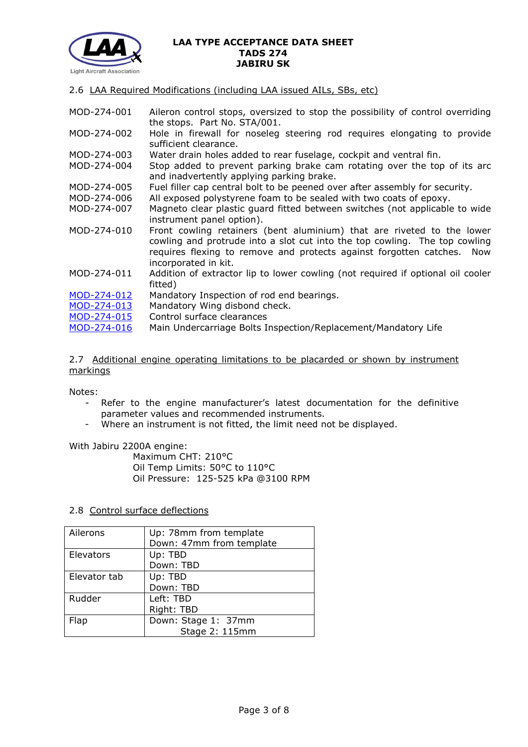## 2.6 LAA Required Modifications (including LAA issued AILs, SBs, etc)

| | |
|---|---|
| MOD-274-001 | Aileron control stops, oversized to stop the possibility of control overriding the stops. Part No. STA/001. |
| MOD-274-002 | Hole in firewall for noseleg steering rod requires elongating to provide sufficient clearance. |
| MOD-274-003 | Water drain holes added to rear fuselage, cockpit and ventral fin. |
| MOD-274-004 | Stop added to prevent parking brake cam rotating over the top of its arc and inadvertently applying parking brake. |
| MOD-274-005 | Fuel filler cap central bolt to be peened over after assembly for security. |
| MOD-274-006 | All exposed polystyrene foam to be sealed with two coats of epoxy. |
| MOD-274-007 | Magneto clear plastic guard fitted between switches (not applicable to wide instrument panel option). |
| MOD-274-010 | Front cowling retainers (bent aluminium) that are riveted to the lower cowling and protrude into a slot cut into the top cowling. The top cowling requires flexing to remove and protects against forgotten catches. Now incorporated in kit. |
| MOD-274-011 | Addition of extractor lip to lower cowling (not required if optional oil cooler fitted) |
| MOD-274-012 | Mandatory Inspection of rod end bearings. |
| MOD-274-013 | Mandatory Wing disbond check. |
| MOD-274-015 | Control surface clearances |
| MOD-274-016 | Main Undercarriage Bolts Inspection/Replacement/Mandatory Life |

## 2.7 Additional engine operating limitations to be placarded or shown by instrument markings

Notes:

- Refer to the engine manufacturer's latest documentation for the definitive parameter values and recommended instruments.
- Where an instrument is not fitted, the limit need not be displayed.

With Jabiru 2200A engine:

Maximum CHT: 210°C
Oil Temp Limits: 50°C to 110°C
Oil Pressure: 125-525 kPa @3100 RPM

## 2.8 Control surface deflections

| | |
|---|---|
| Ailerons | Up: 78mm from template<br>Down: 47mm from template |
| Elevators | Up: TBD<br>Down: TBD |
| Elevator tab | Up: TBD<br>Down: TBD |
| Rudder | Left: TBD<br>Right: TBD |
| Flap | Down: Stage 1: 37mm<br>Stage 2: 115mm |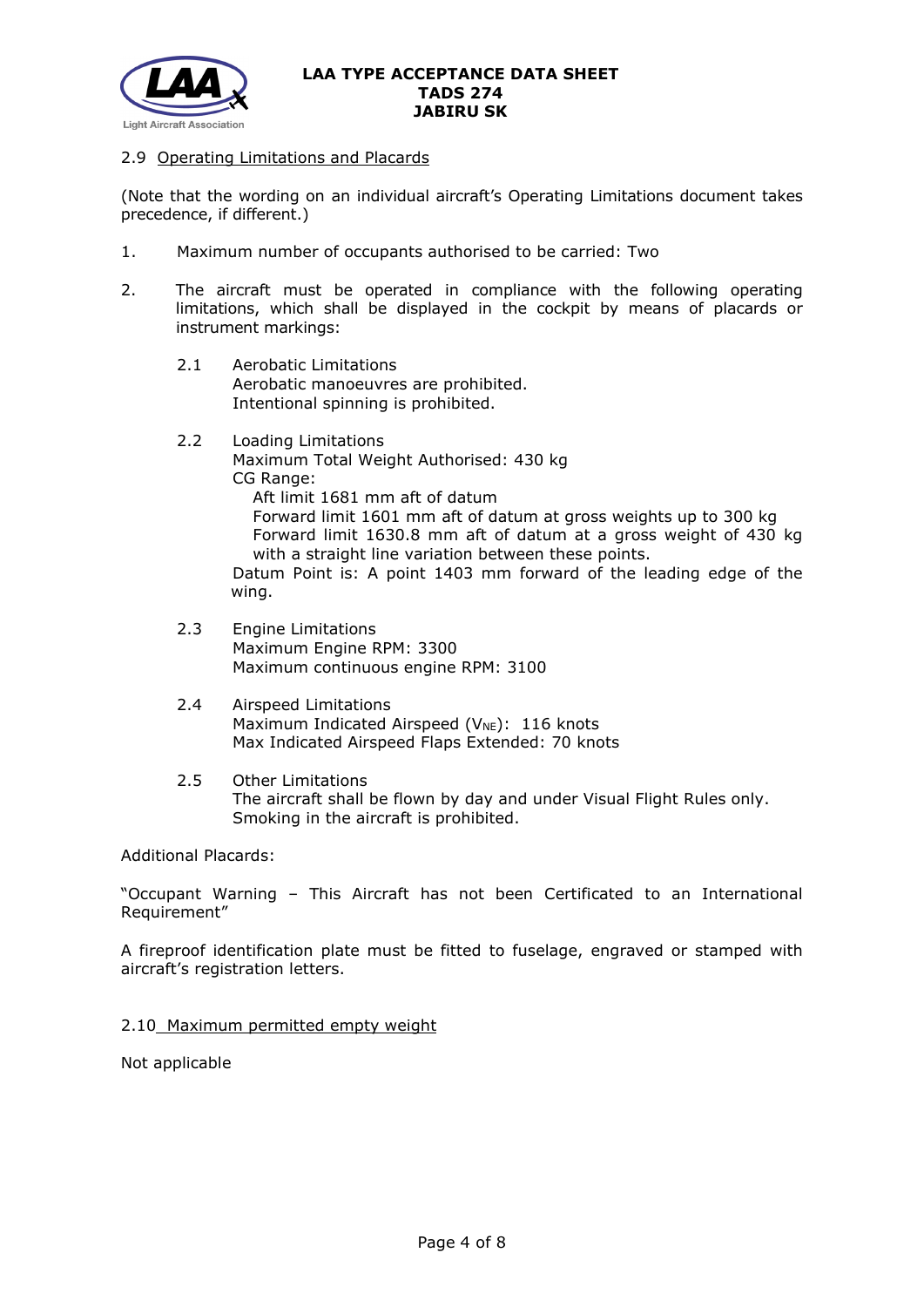## 2.9 Operating Limitations and Placards

(Note that the wording on an individual aircraft's Operating Limitations document takes precedence, if different.)

1. Maximum number of occupants authorised to be carried: Two

2. The aircraft must be operated in compliance with the following operating limitations, which shall be displayed in the cockpit by means of placards or instrument markings:

   2.1 Aerobatic Limitations
   Aerobatic manoeuvres are prohibited.
   Intentional spinning is prohibited.

   2.2 Loading Limitations
   Maximum Total Weight Authorised: 430 kg
   CG Range:
   Aft limit 1681 mm aft of datum
   Forward limit 1601 mm aft of datum at gross weights up to 300 kg
   Forward limit 1630.8 mm aft of datum at a gross weight of 430 kg with a straight line variation between these points.
   Datum Point is: A point 1403 mm forward of the leading edge of the wing.

   2.3 Engine Limitations
   Maximum Engine RPM: 3300
   Maximum continuous engine RPM: 3100

   2.4 Airspeed Limitations
   Maximum Indicated Airspeed ($V_{NE}$): 116 knots
   Max Indicated Airspeed Flaps Extended: 70 knots

   2.5 Other Limitations
   The aircraft shall be flown by day and under Visual Flight Rules only.
   Smoking in the aircraft is prohibited.

Additional Placards:

"Occupant Warning – This Aircraft has not been Certificated to an International Requirement"

A fireproof identification plate must be fitted to fuselage, engraved or stamped with aircraft's registration letters.

## 2.10 Maximum permitted empty weight

Not applicable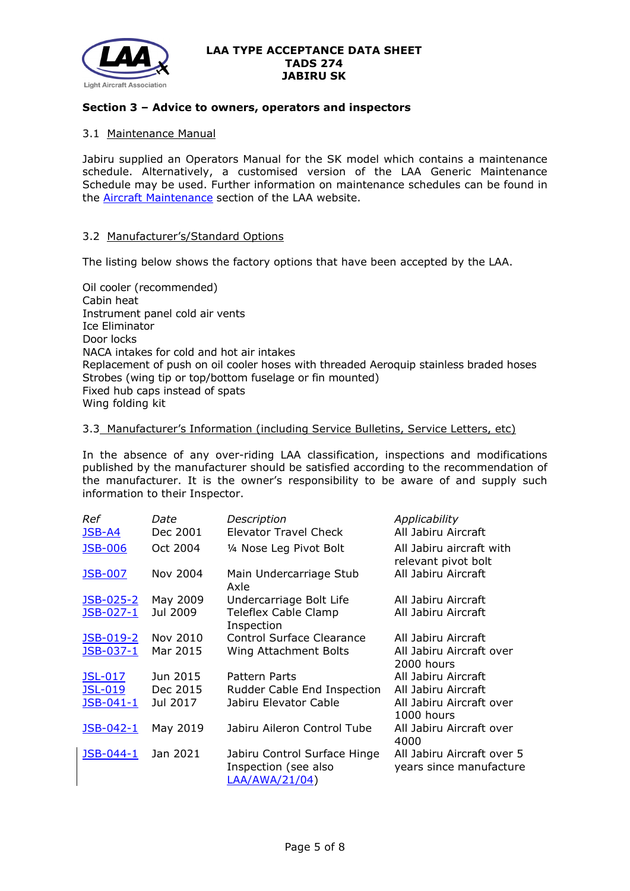## Section 3 – Advice to owners, operators and inspectors

### 3.1 Maintenance Manual

Jabiru supplied an Operators Manual for the SK model which contains a maintenance schedule. Alternatively, a customised version of the LAA Generic Maintenance Schedule may be used. Further information on maintenance schedules can be found in the Aircraft Maintenance section of the LAA website.

### 3.2 Manufacturer's/Standard Options

The listing below shows the factory options that have been accepted by the LAA.

Oil cooler (recommended)
Cabin heat
Instrument panel cold air vents
Ice Eliminator
Door locks
NACA intakes for cold and hot air intakes
Replacement of push on oil cooler hoses with threaded Aeroquip stainless braded hoses
Strobes (wing tip or top/bottom fuselage or fin mounted)
Fixed hub caps instead of spats
Wing folding kit

### 3.3 Manufacturer's Information (including Service Bulletins, Service Letters, etc)

In the absence of any over-riding LAA classification, inspections and modifications published by the manufacturer should be satisfied according to the recommendation of the manufacturer. It is the owner's responsibility to be aware of and supply such information to their Inspector.

| *Ref* | *Date* | *Description* | *Applicability* |
|---|---|---|---|
| JSB-A4 | Dec 2001 | Elevator Travel Check | All Jabiru Aircraft |
| JSB-006 | Oct 2004 | ¼ Nose Leg Pivot Bolt | All Jabiru aircraft with relevant pivot bolt |
| JSB-007 | Nov 2004 | Main Undercarriage Stub Axle | All Jabiru Aircraft |
| JSB-025-2 | May 2009 | Undercarriage Bolt Life | All Jabiru Aircraft |
| JSB-027-1 | Jul 2009 | Teleflex Cable Clamp Inspection | All Jabiru Aircraft |
| JSB-019-2 | Nov 2010 | Control Surface Clearance | All Jabiru Aircraft |
| JSB-037-1 | Mar 2015 | Wing Attachment Bolts | All Jabiru Aircraft over 2000 hours |
| JSL-017 | Jun 2015 | Pattern Parts | All Jabiru Aircraft |
| JSL-019 | Dec 2015 | Rudder Cable End Inspection | All Jabiru Aircraft |
| JSB-041-1 | Jul 2017 | Jabiru Elevator Cable | All Jabiru Aircraft over 1000 hours |
| JSB-042-1 | May 2019 | Jabiru Aileron Control Tube | All Jabiru Aircraft over 4000 |
| JSB-044-1 | Jan 2021 | Jabiru Control Surface Hinge Inspection (see also LAA/AWA/21/04) | All Jabiru Aircraft over 5 years since manufacture |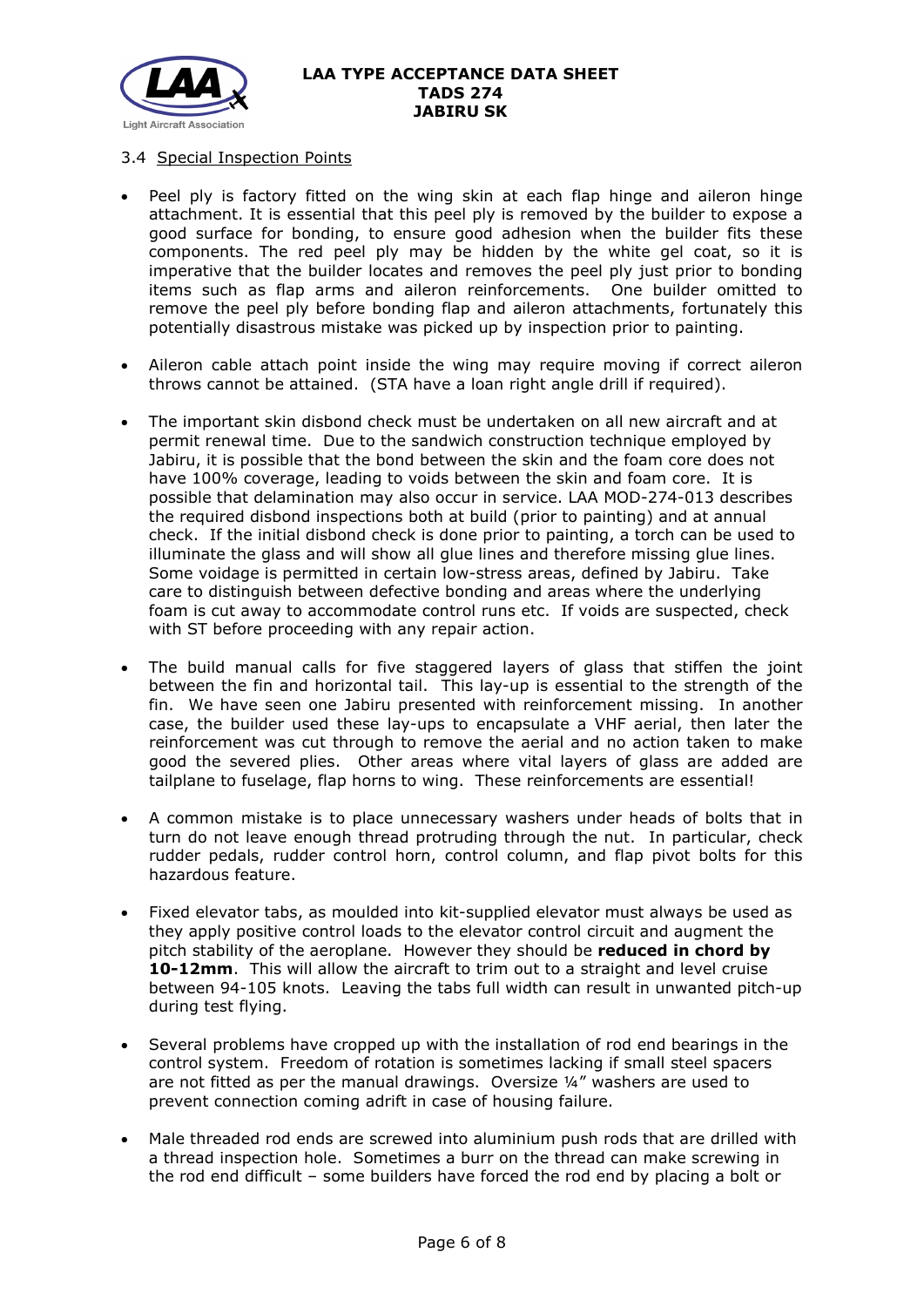### 3.4 Special Inspection Points

- Peel ply is factory fitted on the wing skin at each flap hinge and aileron hinge attachment. It is essential that this peel ply is removed by the builder to expose a good surface for bonding, to ensure good adhesion when the builder fits these components. The red peel ply may be hidden by the white gel coat, so it is imperative that the builder locates and removes the peel ply just prior to bonding items such as flap arms and aileron reinforcements. One builder omitted to remove the peel ply before bonding flap and aileron attachments, fortunately this potentially disastrous mistake was picked up by inspection prior to painting.

- Aileron cable attach point inside the wing may require moving if correct aileron throws cannot be attained. (STA have a loan right angle drill if required).

- The important skin disbond check must be undertaken on all new aircraft and at permit renewal time. Due to the sandwich construction technique employed by Jabiru, it is possible that the bond between the skin and the foam core does not have 100% coverage, leading to voids between the skin and foam core. It is possible that delamination may also occur in service. LAA MOD-274-013 describes the required disbond inspections both at build (prior to painting) and at annual check. If the initial disbond check is done prior to painting, a torch can be used to illuminate the glass and will show all glue lines and therefore missing glue lines. Some voidage is permitted in certain low-stress areas, defined by Jabiru. Take care to distinguish between defective bonding and areas where the underlying foam is cut away to accommodate control runs etc. If voids are suspected, check with ST before proceeding with any repair action.

- The build manual calls for five staggered layers of glass that stiffen the joint between the fin and horizontal tail. This lay-up is essential to the strength of the fin. We have seen one Jabiru presented with reinforcement missing. In another case, the builder used these lay-ups to encapsulate a VHF aerial, then later the reinforcement was cut through to remove the aerial and no action taken to make good the severed plies. Other areas where vital layers of glass are added are tailplane to fuselage, flap horns to wing. These reinforcements are essential!

- A common mistake is to place unnecessary washers under heads of bolts that in turn do not leave enough thread protruding through the nut. In particular, check rudder pedals, rudder control horn, control column, and flap pivot bolts for this hazardous feature.

- Fixed elevator tabs, as moulded into kit-supplied elevator must always be used as they apply positive control loads to the elevator control circuit and augment the pitch stability of the aeroplane. However they should be **reduced in chord by 10-12mm**. This will allow the aircraft to trim out to a straight and level cruise between 94-105 knots. Leaving the tabs full width can result in unwanted pitch-up during test flying.

- Several problems have cropped up with the installation of rod end bearings in the control system. Freedom of rotation is sometimes lacking if small steel spacers are not fitted as per the manual drawings. Oversize ¼" washers are used to prevent connection coming adrift in case of housing failure.

- Male threaded rod ends are screwed into aluminium push rods that are drilled with a thread inspection hole. Sometimes a burr on the thread can make screwing in the rod end difficult – some builders have forced the rod end by placing a bolt or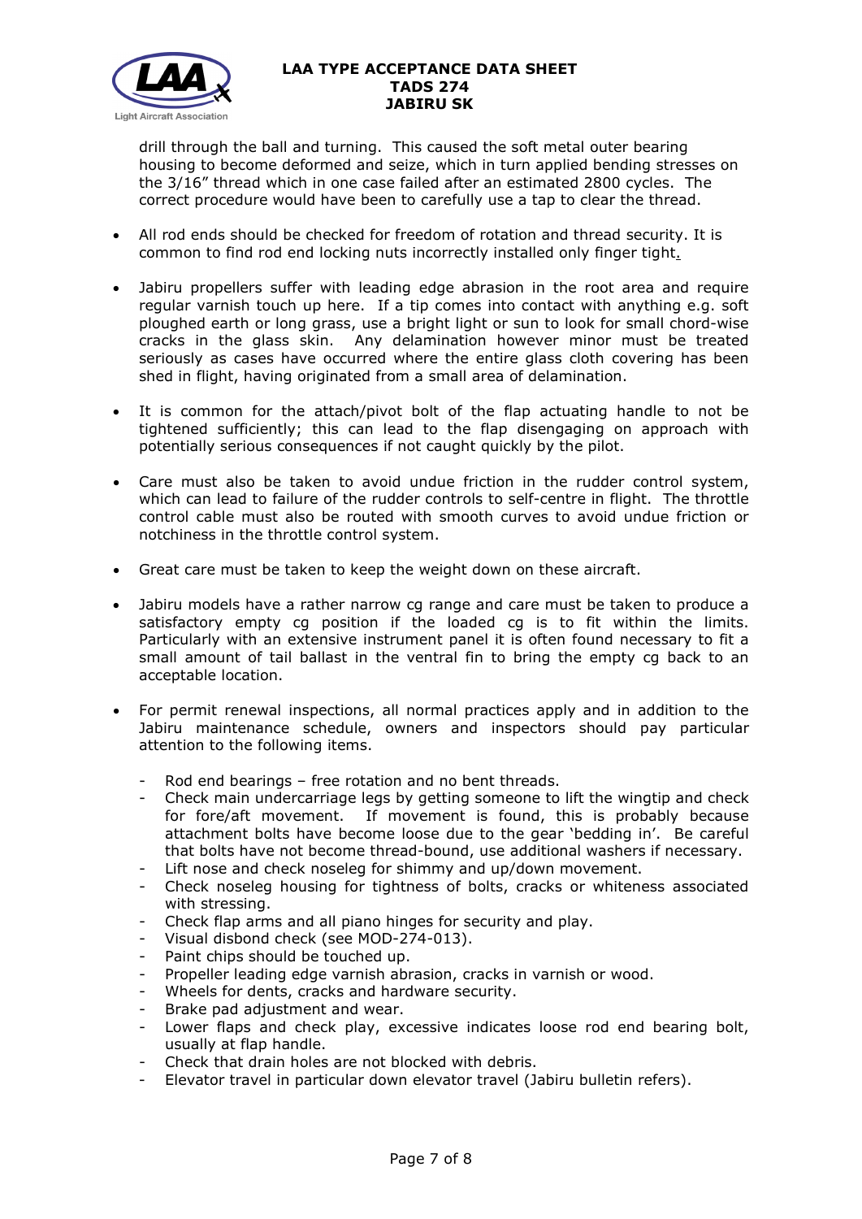drill through the ball and turning. This caused the soft metal outer bearing housing to become deformed and seize, which in turn applied bending stresses on the 3/16" thread which in one case failed after an estimated 2800 cycles. The correct procedure would have been to carefully use a tap to clear the thread.

- All rod ends should be checked for freedom of rotation and thread security. It is common to find rod end locking nuts incorrectly installed only finger tight.

- Jabiru propellers suffer with leading edge abrasion in the root area and require regular varnish touch up here. If a tip comes into contact with anything e.g. soft ploughed earth or long grass, use a bright light or sun to look for small chord-wise cracks in the glass skin. Any delamination however minor must be treated seriously as cases have occurred where the entire glass cloth covering has been shed in flight, having originated from a small area of delamination.

- It is common for the attach/pivot bolt of the flap actuating handle to not be tightened sufficiently; this can lead to the flap disengaging on approach with potentially serious consequences if not caught quickly by the pilot.

- Care must also be taken to avoid undue friction in the rudder control system, which can lead to failure of the rudder controls to self-centre in flight. The throttle control cable must also be routed with smooth curves to avoid undue friction or notchiness in the throttle control system.

- Great care must be taken to keep the weight down on these aircraft.

- Jabiru models have a rather narrow cg range and care must be taken to produce a satisfactory empty cg position if the loaded cg is to fit within the limits. Particularly with an extensive instrument panel it is often found necessary to fit a small amount of tail ballast in the ventral fin to bring the empty cg back to an acceptable location.

- For permit renewal inspections, all normal practices apply and in addition to the Jabiru maintenance schedule, owners and inspectors should pay particular attention to the following items.

  - Rod end bearings – free rotation and no bent threads.
  - Check main undercarriage legs by getting someone to lift the wingtip and check for fore/aft movement. If movement is found, this is probably because attachment bolts have become loose due to the gear 'bedding in'. Be careful that bolts have not become thread-bound, use additional washers if necessary.
  - Lift nose and check noseleg for shimmy and up/down movement.
  - Check noseleg housing for tightness of bolts, cracks or whiteness associated with stressing.
  - Check flap arms and all piano hinges for security and play.
  - Visual disbond check (see MOD-274-013).
  - Paint chips should be touched up.
  - Propeller leading edge varnish abrasion, cracks in varnish or wood.
  - Wheels for dents, cracks and hardware security.
  - Brake pad adjustment and wear.
  - Lower flaps and check play, excessive indicates loose rod end bearing bolt, usually at flap handle.
  - Check that drain holes are not blocked with debris.
  - Elevator travel in particular down elevator travel (Jabiru bulletin refers).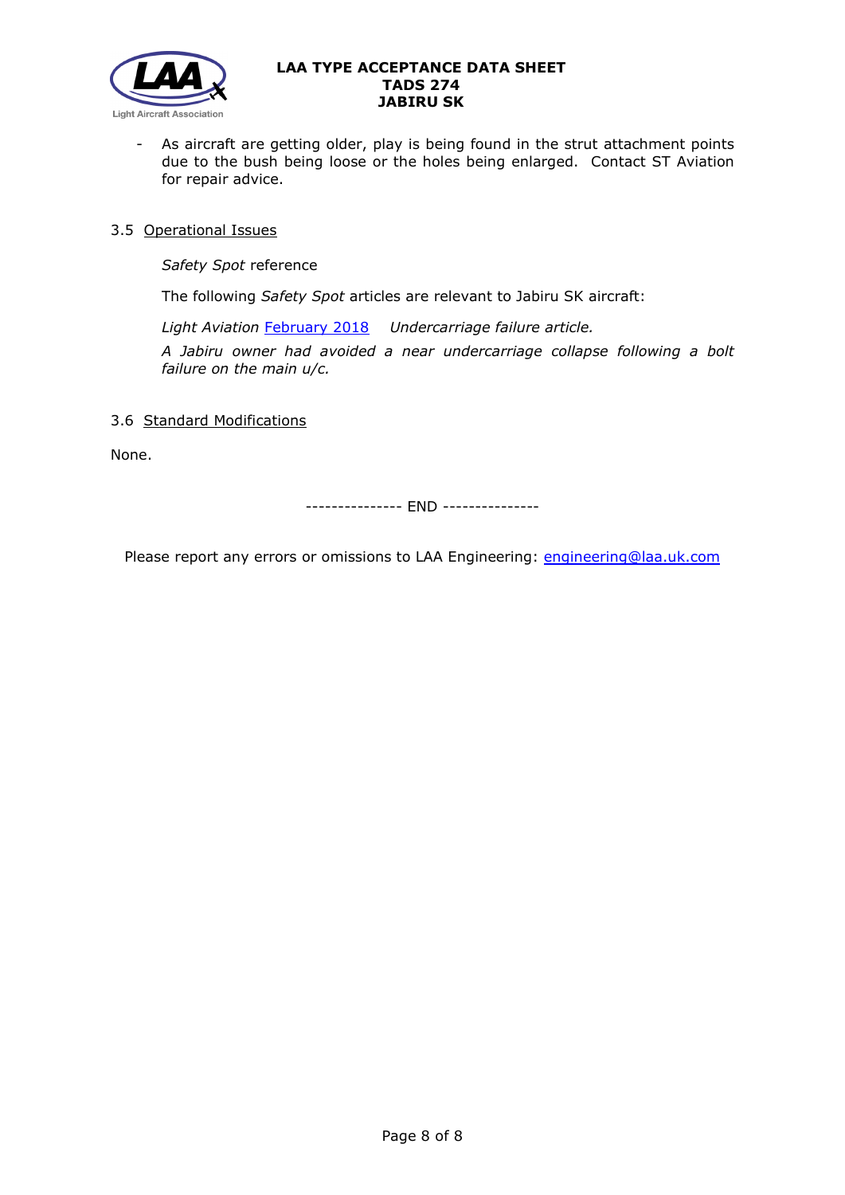- As aircraft are getting older, play is being found in the strut attachment points due to the bush being loose or the holes being enlarged. Contact ST Aviation for repair advice.

### 3.5 Operational Issues

*Safety Spot* reference

The following *Safety Spot* articles are relevant to Jabiru SK aircraft:

*Light Aviation* February 2018 *Undercarriage failure article.*

*A Jabiru owner had avoided a near undercarriage collapse following a bolt failure on the main u/c.*

### 3.6 Standard Modifications

None.

--------------- END ---------------

Please report any errors or omissions to LAA Engineering: engineering@laa.uk.com